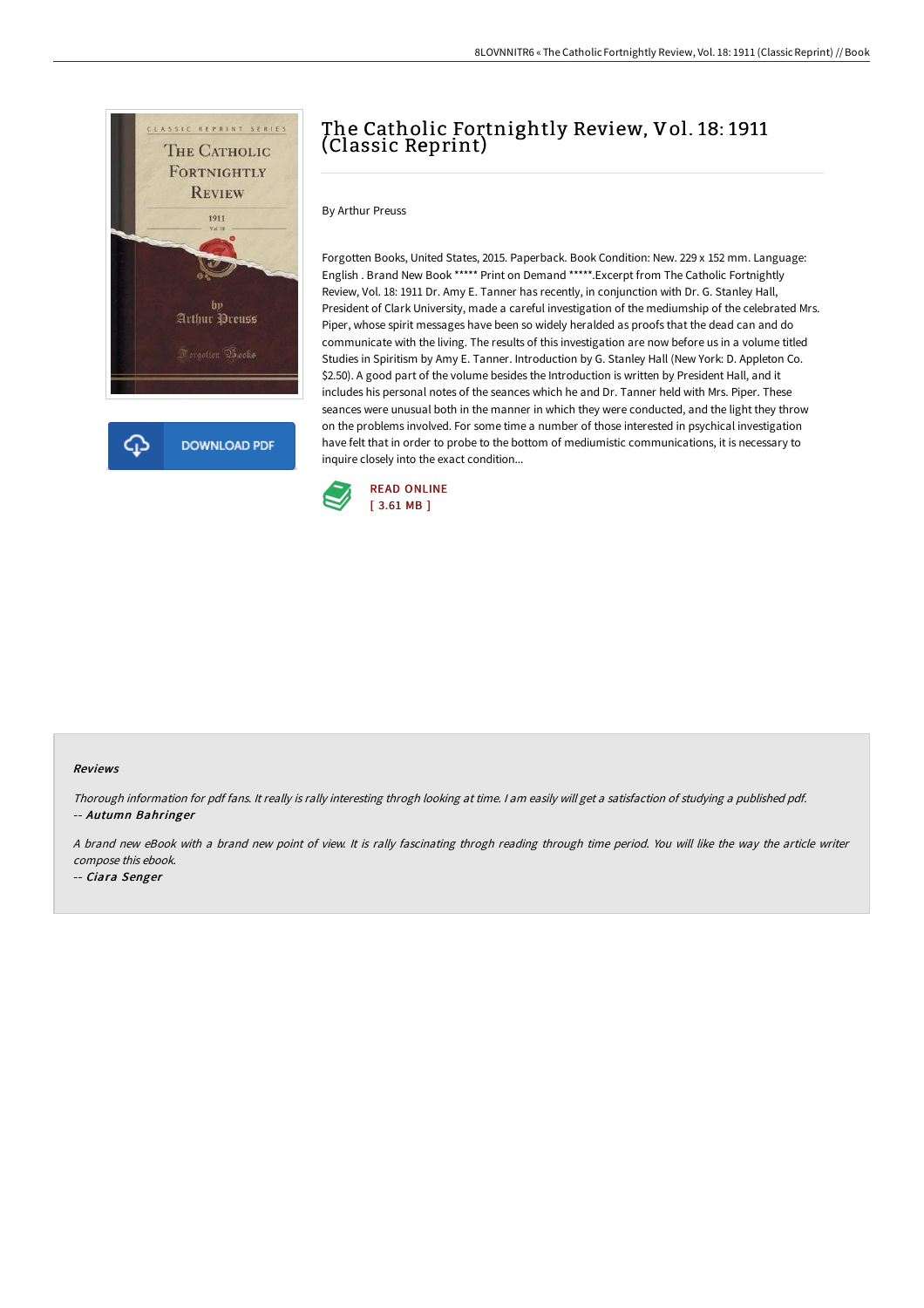# The Catholic Fortnightly Review, Vol. 18: 1911 (Classic Reprint)

By Arthur Preuss

Forgotten Books, United States, 2015. Paperback. Book Condition: New. 229 x 152 mm. Language: English . Brand New Book ***** Print on Demand *****.Excerpt from The Catholic Fortnightly Review, Vol. 18: 1911 Dr. Amy E. Tanner has recently, in conjunction with Dr. G. Stanley Hall, President of Clark University, made a careful investigation of the mediumship of the celebrated Mrs. Piper, whose spirit messages have been so widely heralded as proofs that the dead can and do communicate with the living. The results of this investigation are now before us in a volume titled Studies in Spiritism by Amy E. Tanner. Introduction by G. Stanley Hall (New York: D. Appleton Co. $2.50). A good part of the volume besides the Introduction is written by President Hall, and it includes his personal notes of the seances which he and Dr. Tanner held with Mrs. Piper. These seances were unusual both in the manner in which they were conducted, and the light they throw on the problems involved. For some time a number of those interested in psychical investigation have felt that in order to probe to the bottom of mediumistic communications, it is necessary to inquire closely into the exact condition...

DOWNLOAD PDF

READ ONLINE
[ 3.61 MB ]

### Reviews

*Thorough information for pdf fans. It really is rally interesting throgh looking at time. I am easily will get a satisfaction of studying a published pdf.*
-- ***Autumn Bahringer***

*A brand new eBook with a brand new point of view. It is rally fascinating throgh reading through time period. You will like the way the article writer compose this ebook.*
-- ***Ciara Senger***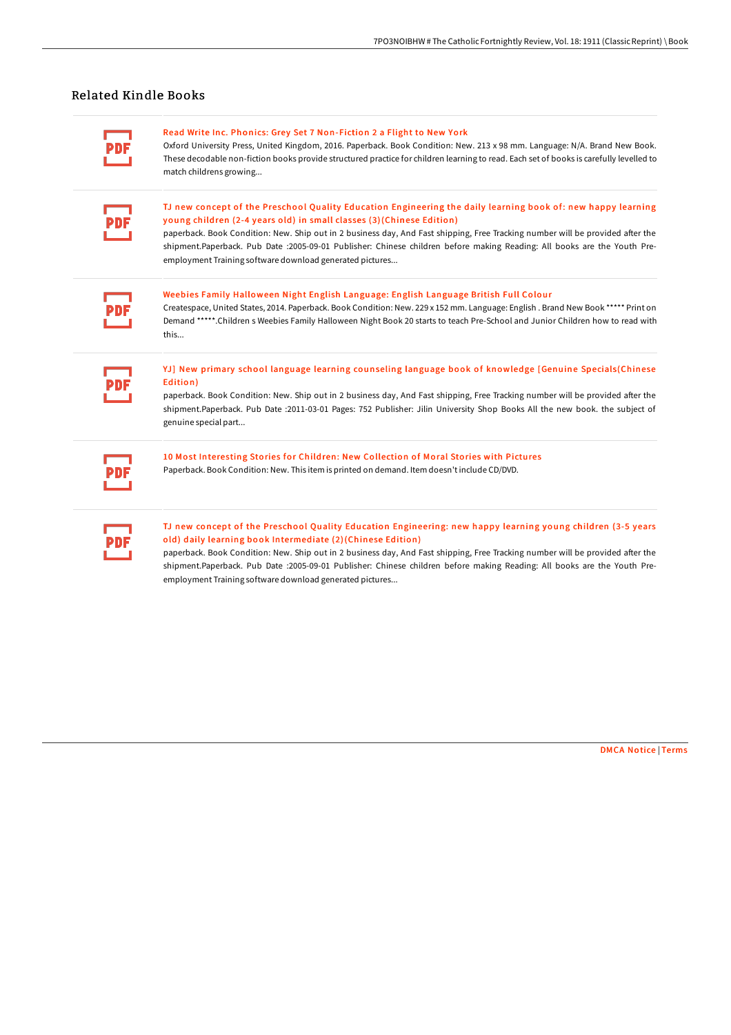## Related Kindle Books

**Read Write Inc. Phonics: Grey Set 7 Non-Fiction 2 a Flight to New York**

Oxford University Press, United Kingdom, 2016. Paperback. Book Condition: New. 213 x 98 mm. Language: N/A. Brand New Book. These decodable non-fiction books provide structured practice for children learning to read. Each set of books is carefully levelled to match childrens growing...

**TJ new concept of the Preschool Quality Education Engineering the daily learning book of: new happy learning young children (2-4 years old) in small classes (3)(Chinese Edition)**

paperback. Book Condition: New. Ship out in 2 business day, And Fast shipping, Free Tracking number will be provided after the shipment.Paperback. Pub Date :2005-09-01 Publisher: Chinese children before making Reading: All books are the Youth Pre-employment Training software download generated pictures...

**Weebies Family Halloween Night English Language: English Language British Full Colour**

Createspace, United States, 2014. Paperback. Book Condition: New. 229 x 152 mm. Language: English . Brand New Book ***** Print on Demand *****.Children s Weebies Family Halloween Night Book 20 starts to teach Pre-School and Junior Children how to read with this...

**YJ] New primary school language learning counseling language book of knowledge [Genuine Specials(Chinese Edition)**

paperback. Book Condition: New. Ship out in 2 business day, And Fast shipping, Free Tracking number will be provided after the shipment.Paperback. Pub Date :2011-03-01 Pages: 752 Publisher: Jilin University Shop Books All the new book. the subject of genuine special part...

**10 Most Interesting Stories for Children: New Collection of Moral Stories with Pictures**

Paperback. Book Condition: New. This item is printed on demand. Item doesn't include CD/DVD.

**TJ new concept of the Preschool Quality Education Engineering: new happy learning young children (3-5 years old) daily learning book Intermediate (2)(Chinese Edition)**

paperback. Book Condition: New. Ship out in 2 business day, And Fast shipping, Free Tracking number will be provided after the shipment.Paperback. Pub Date :2005-09-01 Publisher: Chinese children before making Reading: All books are the Youth Pre-employment Training software download generated pictures...

DMCA Notice | Terms